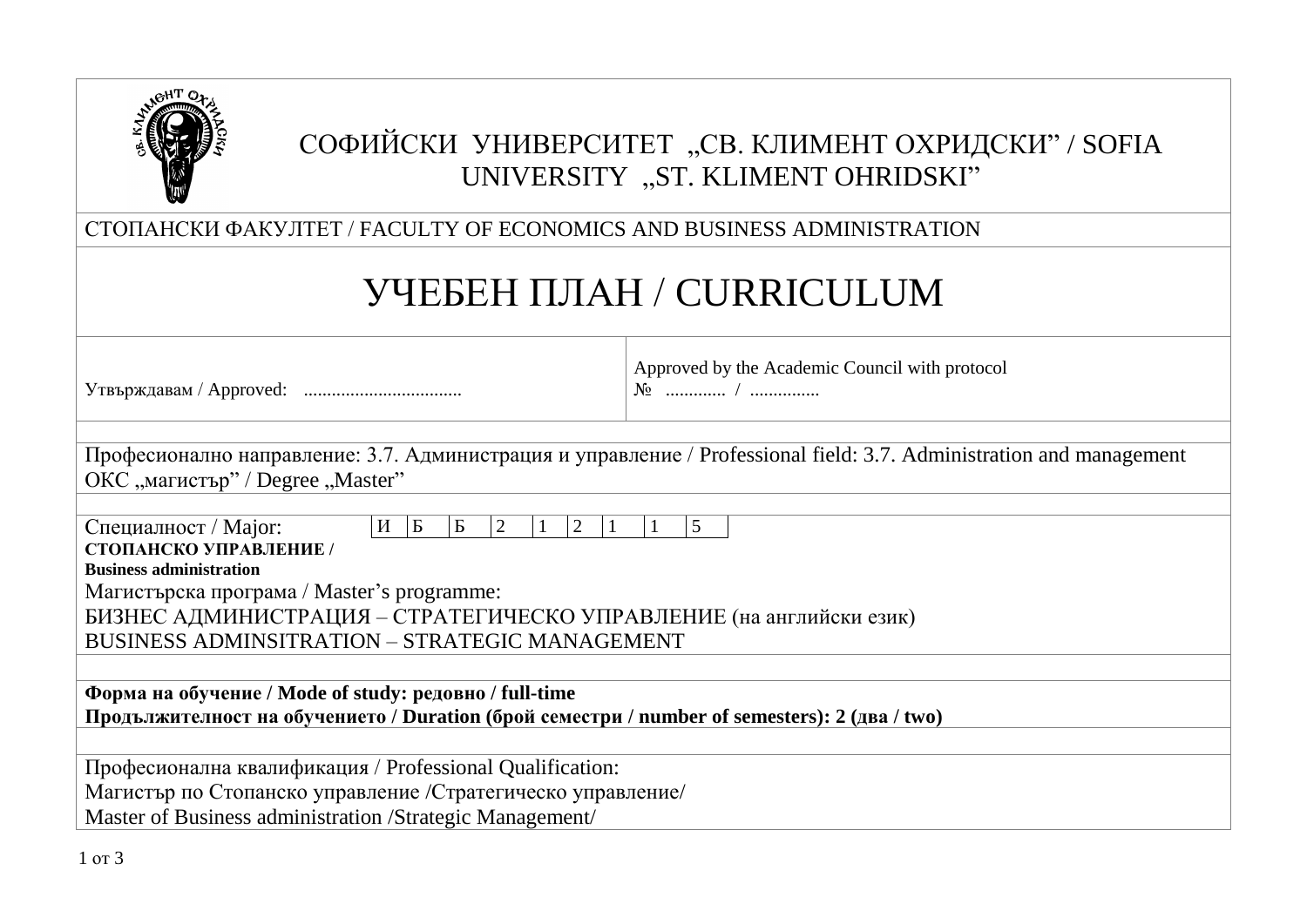СОФИЙСКИ УНИВЕРСИТЕТ „СВ. КЛИМЕНТ ОХРИДСКИ” / SOFIA UNIVERSITY „ST. KLIMENT OHRIDSKI”

СТОПАНСКИ ФАКУЛТЕТ / FACULTY OF ECONOMICS AND BUSINESS ADMINISTRATION

# УЧЕБЕН ПЛАН / CURRICULUM

| Утвърждавам / Approved: ................................. | Approved by the Academic Council with protocol № ............. / ............... |
|---|---|

Професионално направление: 3.7. Администрация и управление / Professional field: 3.7. Administration and management
ОКС „магистър” / Degree „Master”

Специалност / Major:

| И | Б | Б | 2 | 1 | 2 | 1 | 1 | 5 |
|---|---|---|---|---|---|---|---|---|

**СТОПАНСКО УПРАВЛЕНИЕ / Business administration**

Магистърска програма / Master’s programme:
БИЗНЕС АДМИНИСТРАЦИЯ – СТРАТЕГИЧЕСКО УПРАВЛЕНИЕ (на английски език)
BUSINESS ADMINSITRATION – STRATEGIC MANAGEMENT

**Форма на обучение / Mode of study: редовно / full-time**
**Продължителност на обучението / Duration (брой семестри / number of semesters): 2 (два / two)**

Професионална квалификация / Professional Qualification:
Магистър по Стопанско управление /Стратегическо управление/
Master of Business administration /Strategic Management/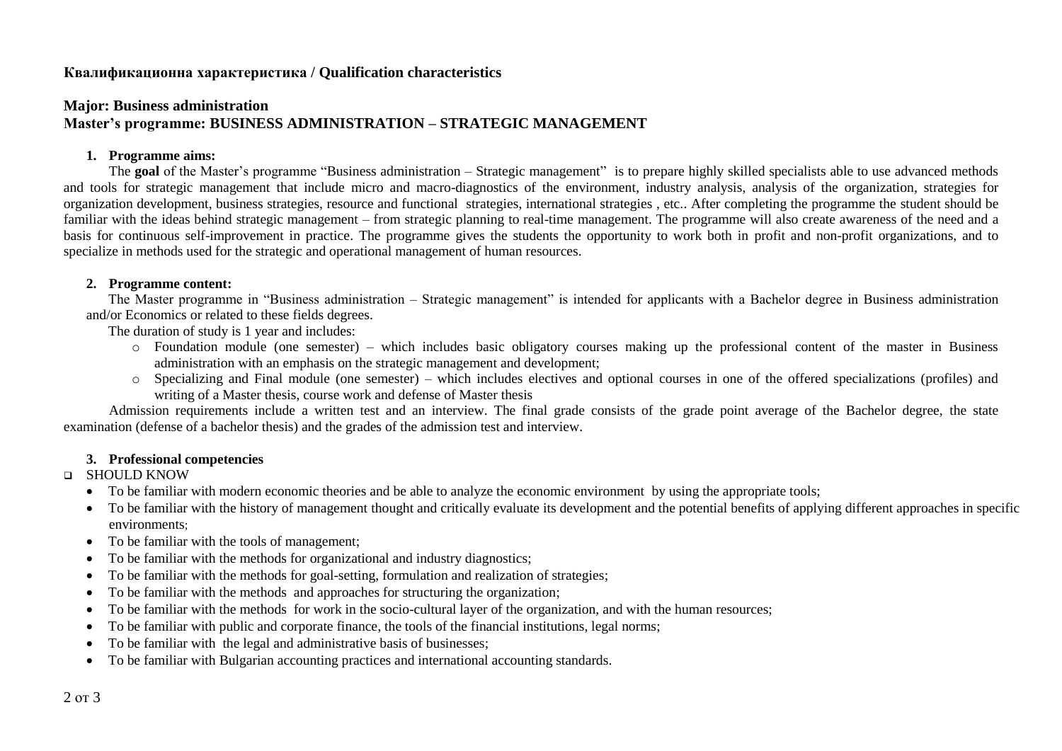**Квалификационна характеристика / Qualification characteristics**

## Major: Business administration
## Master's programme: BUSINESS ADMINISTRATION – STRATEGIC MANAGEMENT

### 1. Programme aims:

The **goal** of the Master's programme "Business administration – Strategic management" is to prepare highly skilled specialists able to use advanced methods and tools for strategic management that include micro and macro-diagnostics of the environment, industry analysis, analysis of the organization, strategies for organization development, business strategies, resource and functional strategies, international strategies , etc.. After completing the programme the student should be familiar with the ideas behind strategic management – from strategic planning to real-time management. The programme will also create awareness of the need and a basis for continuous self-improvement in practice. The programme gives the students the opportunity to work both in profit and non-profit organizations, and to specialize in methods used for the strategic and operational management of human resources.

### 2. Programme content:

The Master programme in "Business administration – Strategic management" is intended for applicants with a Bachelor degree in Business administration and/or Economics or related to these fields degrees.

The duration of study is 1 year and includes:

- Foundation module (one semester) – which includes basic obligatory courses making up the professional content of the master in Business administration with an emphasis on the strategic management and development;
- Specializing and Final module (one semester) – which includes electives and optional courses in one of the offered specializations (profiles) and writing of a Master thesis, course work and defense of Master thesis

Admission requirements include a written test and an interview. The final grade consists of the grade point average of the Bachelor degree, the state examination (defense of a bachelor thesis) and the grades of the admission test and interview.

### 3. Professional competencies

- SHOULD KNOW
  - To be familiar with modern economic theories and be able to analyze the economic environment by using the appropriate tools;
  - To be familiar with the history of management thought and critically evaluate its development and the potential benefits of applying different approaches in specific environments;
  - To be familiar with the tools of management;
  - To be familiar with the methods for organizational and industry diagnostics;
  - To be familiar with the methods for goal-setting, formulation and realization of strategies;
  - To be familiar with the methods and approaches for structuring the organization;
  - To be familiar with the methods for work in the socio-cultural layer of the organization, and with the human resources;
  - To be familiar with public and corporate finance, the tools of the financial institutions, legal norms;
  - To be familiar with the legal and administrative basis of businesses;
  - To be familiar with Bulgarian accounting practices and international accounting standards.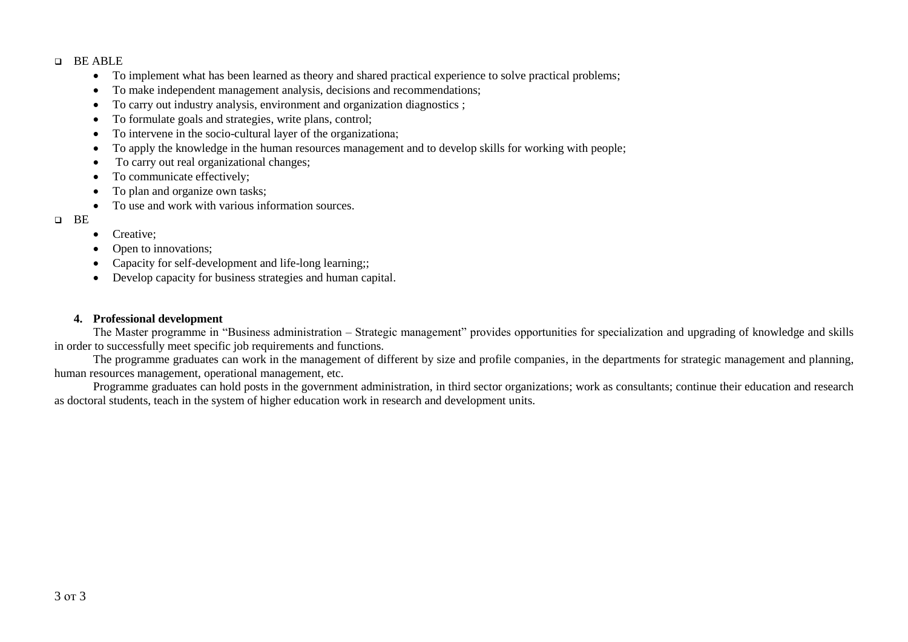- BE ABLE
  - To implement what has been learned as theory and shared practical experience to solve practical problems;
  - To make independent management analysis, decisions and recommendations;
  - To carry out industry analysis, environment and organization diagnostics ;
  - To formulate goals and strategies, write plans, control;
  - To intervene in the socio-cultural layer of the organizationa;
  - To apply the knowledge in the human resources management and to develop skills for working with people;
  - To carry out real organizational changes;
  - To communicate effectively;
  - To plan and organize own tasks;
  - To use and work with various information sources.
- BE
  - Creative;
  - Open to innovations;
  - Capacity for self-development and life-long learning;;
  - Develop capacity for business strategies and human capital.

**4. Professional development**

The Master programme in "Business administration – Strategic management" provides opportunities for specialization and upgrading of knowledge and skills in order to successfully meet specific job requirements and functions.

The programme graduates can work in the management of different by size and profile companies, in the departments for strategic management and planning, human resources management, operational management, etc.

Programme graduates can hold posts in the government administration, in third sector organizations; work as consultants; continue their education and research as doctoral students, teach in the system of higher education work in research and development units.